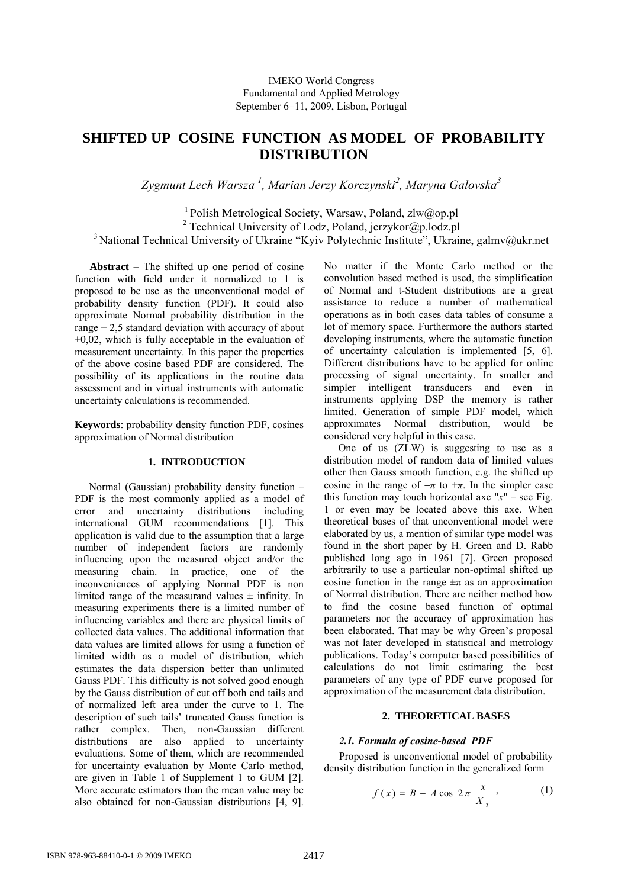IMEKO World Congress
Fundamental and Applied Metrology
September 6−11, 2009, Lisbon, Portugal

# SHIFTED UP COSINE FUNCTION AS MODEL OF PROBABILITY DISTRIBUTION

*Zygmunt Lech Warsza [1], Marian Jerzy Korczynski[2], Maryna Galovska[3]*

[1] Polish Metrological Society, Warsaw, Poland, zlw@op.pl
[2] Technical University of Lodz, Poland, jerzykor@p.lodz.pl
[3] National Technical University of Ukraine "Kyiv Polytechnic Institute", Ukraine, galmv@ukr.net

**Abstract** − The shifted up one period of cosine function with field under it normalized to 1 is proposed to be use as the unconventional model of probability density function (PDF). It could also approximate Normal probability distribution in the range ± 2,5 standard deviation with accuracy of about ±0,02, which is fully acceptable in the evaluation of measurement uncertainty. In this paper the properties of the above cosine based PDF are considered. The possibility of its applications in the routine data assessment and in virtual instruments with automatic uncertainty calculations is recommended.

**Keywords**: probability density function PDF, cosines approximation of Normal distribution

## 1. INTRODUCTION

Normal (Gaussian) probability density function – PDF is the most commonly applied as a model of error and uncertainty distributions including international GUM recommendations [1]. This application is valid due to the assumption that a large number of independent factors are randomly influencing upon the measured object and/or the measuring chain. In practice, one of the inconveniences of applying Normal PDF is non limited range of the measurand values ± infinity. In measuring experiments there is a limited number of influencing variables and there are physical limits of collected data values. The additional information that data values are limited allows for using a function of limited width as a model of distribution, which estimates the data dispersion better than unlimited Gauss PDF. This difficulty is not solved good enough by the Gauss distribution of cut off both end tails and of normalized left area under the curve to 1. The description of such tails' truncated Gauss function is rather complex. Then, non-Gaussian different distributions are also applied to uncertainty evaluations. Some of them, which are recommended for uncertainty evaluation by Monte Carlo method, are given in Table 1 of Supplement 1 to GUM [2]. More accurate estimators than the mean value may be also obtained for non-Gaussian distributions [4, 9]. No matter if the Monte Carlo method or the convolution based method is used, the simplification of Normal and t-Student distributions are a great assistance to reduce a number of mathematical operations as in both cases data tables of consume a lot of memory space. Furthermore the authors started developing instruments, where the automatic function of uncertainty calculation is implemented [5, 6]. Different distributions have to be applied for online processing of signal uncertainty. In smaller and simpler intelligent transducers and even in instruments applying DSP the memory is rather limited. Generation of simple PDF model, which approximates Normal distribution, would be considered very helpful in this case.

One of us (ZLW) is suggesting to use as a distribution model of random data of limited values other then Gauss smooth function, e.g. the shifted up cosine in the range of $-\pi$ to $+\pi$. In the simpler case this function may touch horizontal axe "$x$" – see Fig. 1 or even may be located above this axe. When theoretical bases of that unconventional model were elaborated by us, a mention of similar type model was found in the short paper by H. Green and D. Rabb published long ago in 1961 [7]. Green proposed arbitrarily to use a particular non-optimal shifted up cosine function in the range $\pm\pi$ as an approximation of Normal distribution. There are neither method how to find the cosine based function of optimal parameters nor the accuracy of approximation has been elaborated. That may be why Green's proposal was not later developed in statistical and metrology publications. Today's computer based possibilities of calculations do not limit estimating the best parameters of any type of PDF curve proposed for approximation of the measurement data distribution.

## 2. THEORETICAL BASES

### *2.1. Formula of cosine-based PDF*

Proposed is unconventional model of probability density distribution function in the generalized form

$$f(x) = B + A\cos 2\pi \frac{x}{X_T}, \tag{1}$$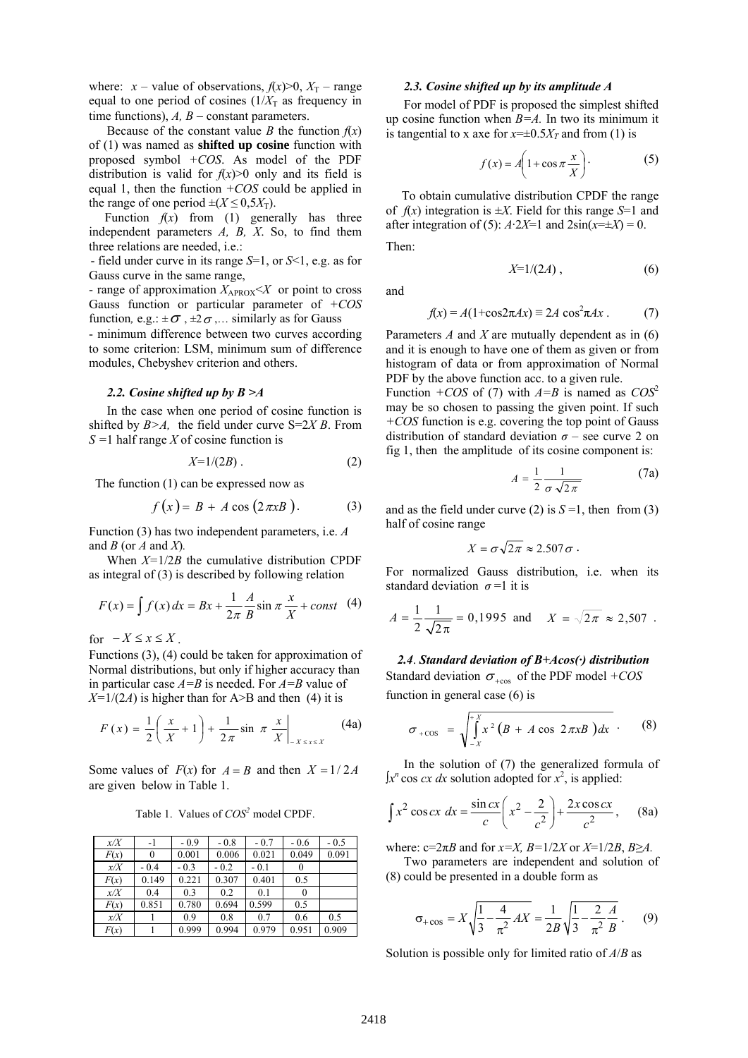where: $x$ – value of observations, $f(x)>0$, $X_T$ – range equal to one period of cosines ($1/X_T$ as frequency in time functions), $A, B$ – constant parameters.

Because of the constant value $B$ the function $f(x)$ of (1) was named as **shifted up cosine** function with proposed symbol $+COS$. As model of the PDF distribution is valid for $f(x)>0$ only and its field is equal 1, then the function $+COS$ could be applied in the range of one period $\pm(X \le 0{,}5X_T)$.

Function $f(x)$ from (1) generally has three independent parameters $A, B, X$. So, to find them three relations are needed, i.e.:

- field under curve in its range $S$=1, or $S$<1, e.g. as for Gauss curve in the same range,
- range of approximation $X_{APROX}<X$ or point to cross Gauss function or particular parameter of $+COS$ function, e.g.: $\pm\sigma$, $\pm 2\sigma$,… similarly as for Gauss
- minimum difference between two curves according to some criterion: LSM, minimum sum of difference modules, Chebyshev criterion and others.

### 2.2. Cosine shifted up by $B>A$

In the case when one period of cosine function is shifted by $B>A$, the field under curve $S=2X B$. From $S=1$ half range $X$ of cosine function is

$$X=1/(2B)\ . \tag{2}$$

The function (1) can be expressed now as

$$f(x) = B + A\cos(2\pi x B)\ . \tag{3}$$

Function (3) has two independent parameters, i.e. $A$ and $B$ (or $A$ and $X$).

When $X=1/2B$ the cumulative distribution CPDF as integral of (3) is described by following relation

$$F(x) = \int f(x)\,dx = Bx + \frac{1}{2\pi}\frac{A}{B}\sin\pi\frac{x}{X} + const \tag{4}$$

for $-X \le x \le X$.

Functions (3), (4) could be taken for approximation of Normal distributions, but only if higher accuracy than in particular case $A=B$ is needed. For $A=B$ value of $X=1/(2A)$ is higher than for $A>B$ and then (4) it is

$$F(x) = \frac{1}{2}\left(\frac{x}{X}+1\right) + \frac{1}{2\pi}\sin\pi\frac{x}{X}\Bigg|_{-X\le x\le X} \tag{4a}$$

Some values of $F(x)$ for $A=B$ and then $X=1/2A$ are given below in Table 1.

Table 1. Values of $COS^2$ model CPDF.

| $x/X$ | -1 | - 0.9 | - 0.8 | - 0.7 | - 0.6 | - 0.5 |
|---|---|---|---|---|---|---|
| $F(x)$ | 0 | 0.001 | 0.006 | 0.021 | 0.049 | 0.091 |
| $x/X$ | - 0.4 | - 0.3 | - 0.2 | - 0.1 | 0 | |
| $F(x)$ | 0.149 | 0.221 | 0.307 | 0.401 | 0.5 | |
| $x/X$ | 0.4 | 0.3 | 0.2 | 0.1 | 0 | |
| $F(x)$ | 0.851 | 0.780 | 0.694 | 0.599 | 0.5 | |
| $x/X$ | 1 | 0.9 | 0.8 | 0.7 | 0.6 | 0.5 |
| $F(x)$ | 1 | 0.999 | 0.994 | 0.979 | 0.951 | 0.909 |

### 2.3. Cosine shifted up by its amplitude $A$

For model of PDF is proposed the simplest shifted up cosine function when $B=A$. In two its minimum it is tangential to x axe for $x=\pm 0.5X_T$ and from (1) is

$$f(x) = A\left(1+\cos\pi\frac{x}{X}\right)\cdot \tag{5}$$

To obtain cumulative distribution CPDF the range of $f(x)$ integration is $\pm X$. Field for this range $S$=1 and after integration of (5): $A\cdot 2X$=1 and $2\sin(x=\pm X) = 0$.

Then:

$$X=1/(2A)\ , \tag{6}$$

and

$$f(x) = A(1+\cos 2\pi Ax) \equiv 2A\cos^2\pi Ax\ . \tag{7}$$

Parameters $A$ and $X$ are mutually dependent as in (6) and it is enough to have one of them as given or from histogram of data or from approximation of Normal PDF by the above function acc. to a given rule.

Function $+COS$ of (7) with $A=B$ is named as $COS^2$ may be so chosen to passing the given point. If such $+COS$ function is e.g. covering the top point of Gauss distribution of standard deviation $\sigma$ – see curve 2 on fig 1, then the amplitude of its cosine component is:

$$A = \frac{1}{2}\frac{1}{\sigma\sqrt{2\pi}} \tag{7a}$$

and as the field under curve (2) is $S$ =1, then from (3) half of cosine range

$$X = \sigma\sqrt{2\pi} \approx 2.507\,\sigma\ .$$

For normalized Gauss distribution, i.e. when its standard deviation $\sigma$ =1 it is

$$A = \frac{1}{2}\frac{1}{\sqrt{2\pi}} = 0{,}1995 \quad \text{and} \quad X = \sqrt{2\pi} \approx 2{,}507\ .$$

### 2.4. Standard deviation of $B+A\cos(\cdot)$ distribution

Standard deviation $\sigma_{+\cos}$ of the PDF model $+COS$ function in general case (6) is

$$\sigma_{+\cos} = \sqrt{\int_{-X}^{+X} x^2\left(B + A\cos 2\pi xB\right)dx}\ \cdot \tag{8}$$

In the solution of (7) the generalized formula of $\int x^n \cos cx\, dx$ solution adopted for $x^2$, is applied:

$$\int x^2\cos cx\ dx = \frac{\sin cx}{c}\left(x^2 - \frac{2}{c^2}\right) + \frac{2x\cos cx}{c^2}\ , \tag{8a}$$

where: $c=2\pi B$ and for $x=X$, $B=1/2X$ or $X=1/2B$, $B\ge A$.

Two parameters are independent and solution of (8) could be presented in a double form as

$$\sigma_{+\cos} = X\sqrt{\frac{1}{3} - \frac{4}{\pi^2}AX} = \frac{1}{2B}\sqrt{\frac{1}{3} - \frac{2}{\pi^2}\frac{A}{B}}\ . \tag{9}$$

Solution is possible only for limited ratio of $A/B$ as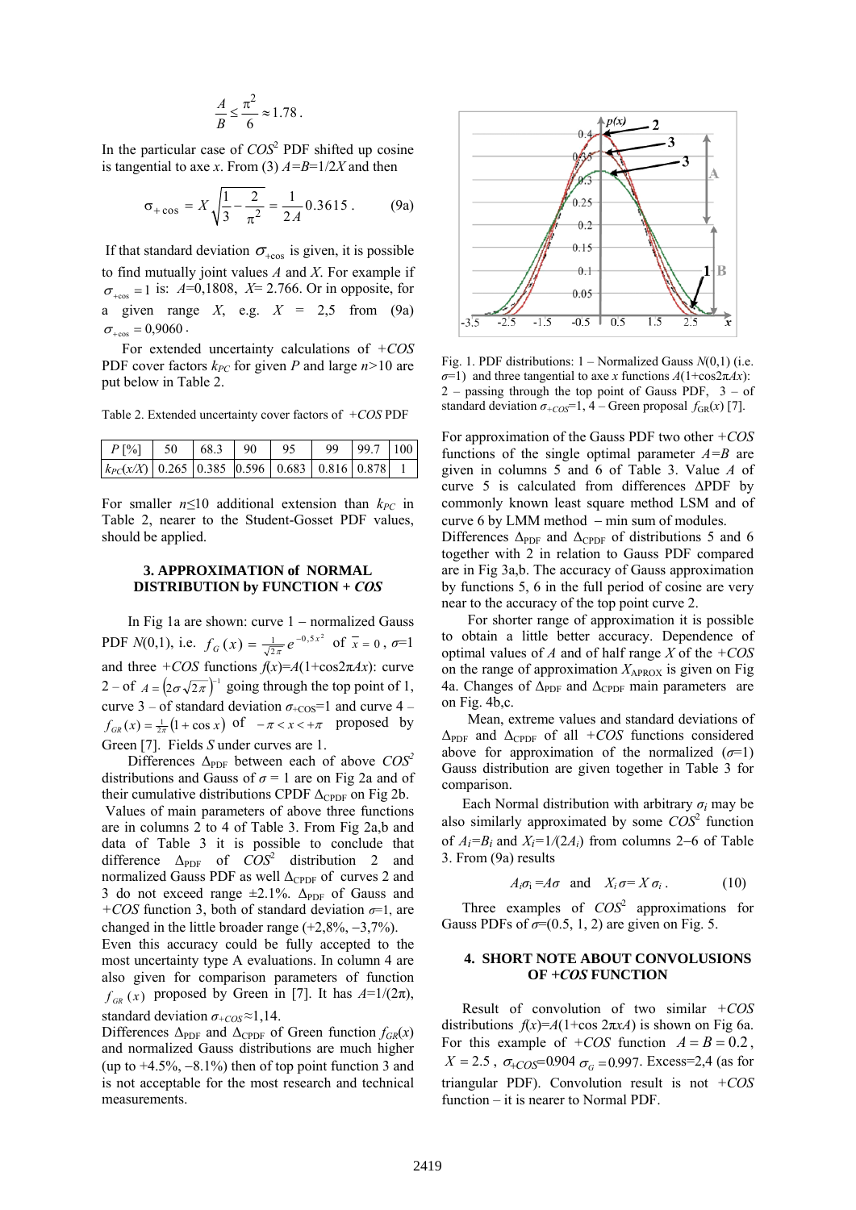$$\frac{A}{B} \leq \frac{\pi^2}{6} \approx 1.78 .$$

In the particular case of $COS^2$ PDF shifted up cosine is tangential to axe $x$. From (3) $A=B=1/2X$ and then

$$\sigma_{+\cos} = X\sqrt{\frac{1}{3} - \frac{2}{\pi^2}} = \frac{1}{2A} 0.3615 . \qquad (9a)$$

If that standard deviation $\sigma_{+\cos}$ is given, it is possible to find mutually joint values $A$ and $X$. For example if $\sigma_{+\cos} = 1$ is: $A$=0,1808, $X$= 2.766. Or in opposite, for a given range $X$, e.g. $X$ = 2,5 from (9a) $\sigma_{+\cos} = 0{,}9060$.

For extended uncertainty calculations of $+COS$ PDF cover factors $k_{PC}$ for given $P$ and large $n$>10 are put below in Table 2.

Table 2. Extended uncertainty cover factors of $+COS$ PDF

| $P$ [%] | 50 | 68.3 | 90 | 95 | 99 | 99.7 | 100 |
|---|---|---|---|---|---|---|---|
| $k_{PC}(x/X)$ | 0.265 | 0.385 | 0.596 | 0.683 | 0.816 | 0.878 | 1 |

For smaller $n$≤10 additional extension than $k_{PC}$ in Table 2, nearer to the Student-Gosset PDF values, should be applied.

## 3. APPROXIMATION of NORMAL DISTRIBUTION by FUNCTION + *COS*

In Fig 1a are shown: curve 1 – normalized Gauss PDF $N$(0,1), i.e. $f_G(x) = \frac{1}{\sqrt{2\pi}} e^{-0,5x^2}$ of $\bar{x} = 0$, $\sigma$=1 and three $+COS$ functions $f(x)$=$A$(1+cos2π$Ax$): curve 2 – of $A = \left(2\sigma\sqrt{2\pi}\right)^{-1}$ going through the top point of 1, curve 3 – of standard deviation $\sigma_{+\mathrm{COS}}$=1 and curve 4 – $f_{GR}(x) = \frac{1}{2\pi}(1+\cos x)$ of $-\pi < x < +\pi$ proposed by Green [7]. Fields $S$ under curves are 1.

Differences $\Delta_{\mathrm{PDF}}$ between each of above $COS^2$ distributions and Gauss of $\sigma$ = 1 are on Fig 2a and of their cumulative distributions CPDF $\Delta_{\mathrm{CPDF}}$ on Fig 2b. Values of main parameters of above three functions are in columns 2 to 4 of Table 3. From Fig 2a,b and data of Table 3 it is possible to conclude that difference $\Delta_{\mathrm{PDF}}$ of $COS^2$ distribution 2 and normalized Gauss PDF as well $\Delta_{\mathrm{CPDF}}$ of curves 2 and 3 do not exceed range ±2.1%. $\Delta_{\mathrm{PDF}}$ of Gauss and $+COS$ function 3, both of standard deviation $\sigma$=1, are changed in the little broader range (+2,8%, –3,7%). Even this accuracy could be fully accepted to the most uncertainty type A evaluations. In column 4 are also given for comparison parameters of function $f_{GR}(x)$ proposed by Green in [7]. It has $A$=1/(2π), standard deviation $\sigma_{+COS}$≈1,14.

Differences $\Delta_{\mathrm{PDF}}$ and $\Delta_{\mathrm{CPDF}}$ of Green function $f_{GR}(x)$ and normalized Gauss distributions are much higher (up to +4.5%, –8.1%) then of top point function 3 and is not acceptable for the most research and technical measurements.

Fig. 1. PDF distributions: 1 – Normalized Gauss $N$(0,1) (i.e. $\sigma$=1) and three tangential to axe $x$ functions $A$(1+cos2π$Ax$): 2 – passing through the top point of Gauss PDF, 3 – of standard deviation $\sigma_{+COS}$=1, 4 – Green proposal $f_{GR}(x)$ [7].

For approximation of the Gauss PDF two other $+COS$ functions of the single optimal parameter $A=B$ are given in columns 5 and 6 of Table 3. Value $A$ of curve 5 is calculated from differences ΔPDF by commonly known least square method LSM and of curve 6 by LMM method – min sum of modules.

Differences $\Delta_{\mathrm{PDF}}$ and $\Delta_{\mathrm{CPDF}}$ of distributions 5 and 6 together with 2 in relation to Gauss PDF compared are in Fig 3a,b. The accuracy of Gauss approximation by functions 5, 6 in the full period of cosine are very near to the accuracy of the top point curve 2.

For shorter range of approximation it is possible to obtain a little better accuracy. Dependence of optimal values of $A$ and of half range $X$ of the $+COS$ on the range of approximation $X_{\mathrm{APROX}}$ is given on Fig 4a. Changes of $\Delta_{\mathrm{PDF}}$ and $\Delta_{\mathrm{CPDF}}$ main parameters are on Fig. 4b,c.

Mean, extreme values and standard deviations of $\Delta_{\mathrm{PDF}}$ and $\Delta_{\mathrm{CPDF}}$ of all $+COS$ functions considered above for approximation of the normalized ($\sigma$=1) Gauss distribution are given together in Table 3 for comparison.

Each Normal distribution with arbitrary $\sigma_i$ may be also similarly approximated by some $COS^2$ function of $A_i$=$B_i$ and $X_i$=1/(2$A_i$) from columns 2–6 of Table 3. From (9a) results

$$A_i\sigma_i = A\sigma \quad \text{and} \quad X_i\sigma = X\sigma_i . \qquad (10)$$

Three examples of $COS^2$ approximations for Gauss PDFs of $\sigma$=(0.5, 1, 2) are given on Fig. 5.

## 4. SHORT NOTE ABOUT CONVOLUSIONS OF +*COS* FUNCTION

Result of convolution of two similar $+COS$ distributions $f(x)$=$A$(1+cos 2π$xA$) is shown on Fig 6a. For this example of $+COS$ function $A = B = 0.2$, $X = 2.5$, $\sigma_{+COS}$=0.904 $\sigma_G = 0.997$. Excess=2,4 (as for triangular PDF). Convolution result is not $+COS$ function – it is nearer to Normal PDF.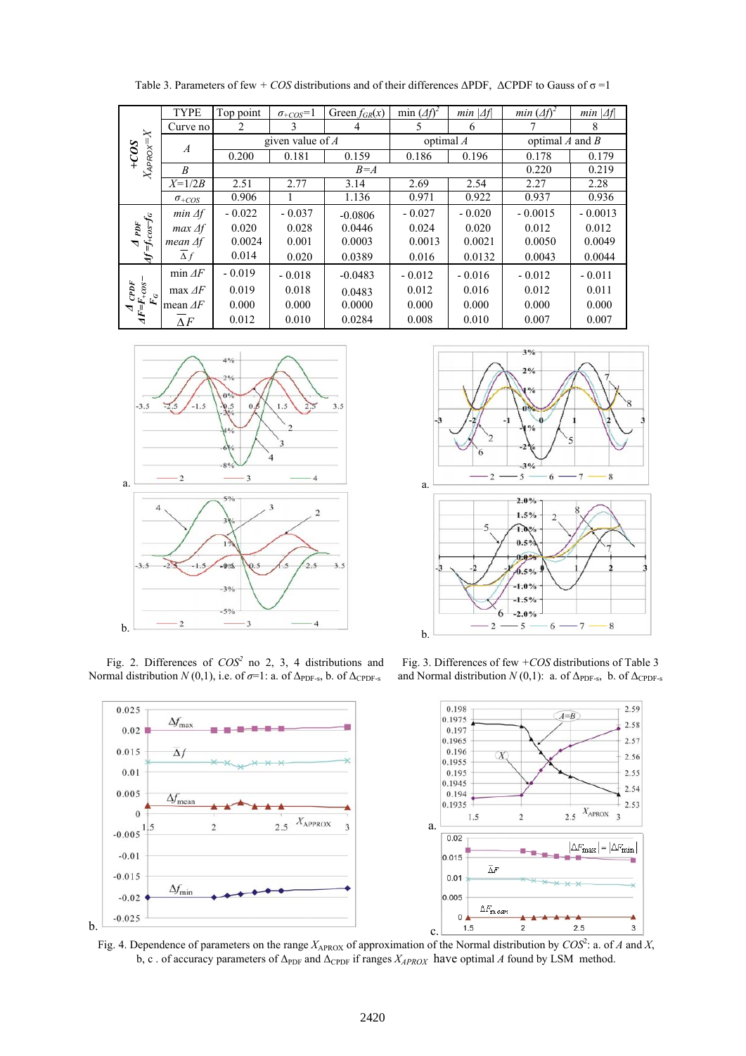Table 3. Parameters of few + *COS* distributions and of their differences ΔPDF, ΔCPDF to Gauss of σ =1

| | TYPE | Top point | $\sigma_{+COS}=1$ | Green $f_{GR}(x)$ | min $(\Delta f)^2$ | *min* $\lvert\Delta f\rvert$ | *min* $(\Delta f)^2$ | *min* $\lvert\Delta f\rvert$ |
|---|---|---|---|---|---|---|---|---|
| | Curve no | 2 | 3 | 4 | 5 | 6 | 7 | 8 |
| **+COS** $X_{APROX}=X$ | *A* | given value of *A* | | | optimal *A* | | optimal *A* and *B* | |
| | | 0.200 | 0.181 | 0.159 | 0.186 | 0.196 | 0.178 | 0.179 |
| | *B* | *B=A* | | | | | 0.220 | 0.219 |
| | *X*=1/2*B* | 2.51 | 2.77 | 3.14 | 2.69 | 2.54 | 2.27 | 2.28 |
| | $\sigma_{+COS}$ | 0.906 | 1 | 1.136 | 0.971 | 0.922 | 0.937 | 0.936 |
| **Δ PDF** $\Delta f=f_{+COS}-f_G$ | *min* Δ*f* | - 0.022 | - 0.037 | -0.0806 | - 0.027 | - 0.020 | - 0.0015 | - 0.0013 |
| | *max* Δ*f* | 0.020 | 0.028 | 0.0446 | 0.024 | 0.020 | 0.012 | 0.012 |
| | *mean* Δ*f* | 0.0024 | 0.001 | 0.0003 | 0.0013 | 0.0021 | 0.0050 | 0.0049 |
| | $\overline{\Delta f}$ | 0.014 | 0.020 | 0.0389 | 0.016 | 0.0132 | 0.0043 | 0.0044 |
| **Δ CPDF** $\Delta F=F_{+COS}-F_G$ | min Δ*F* | - 0.019 | - 0.018 | -0.0483 | - 0.012 | - 0.016 | - 0.012 | - 0.011 |
| | max Δ*F* | 0.019 | 0.018 | 0.0483 | 0.012 | 0.016 | 0.012 | 0.011 |
| | mean Δ*F* | 0.000 | 0.000 | 0.0000 | 0.000 | 0.000 | 0.000 | 0.000 |
| | $\overline{\Delta F}$ | 0.012 | 0.010 | 0.0284 | 0.008 | 0.010 | 0.007 | 0.007 |

Fig. 2. Differences of $COS^2$ no 2, 3, 4 distributions and Normal distribution *N* (0,1), i.e. of *σ*=1: a. of $\Delta_{PDF\text{-}s}$, b. of $\Delta_{CPDF\text{-}s}$

Fig. 3. Differences of few +*COS* distributions of Table 3 and Normal distribution *N* (0,1): a. of $\Delta_{PDF\text{-}s}$, b. of $\Delta_{CPDF\text{-}s}$

Fig. 4. Dependence of parameters on the range $X_{APROX}$ of approximation of the Normal distribution by $COS^2$: a. of *A* and *X*, b, c . of accuracy parameters of $\Delta_{PDF}$ and $\Delta_{CPDF}$ if ranges $X_{APROX}$ have optimal *A* found by LSM method.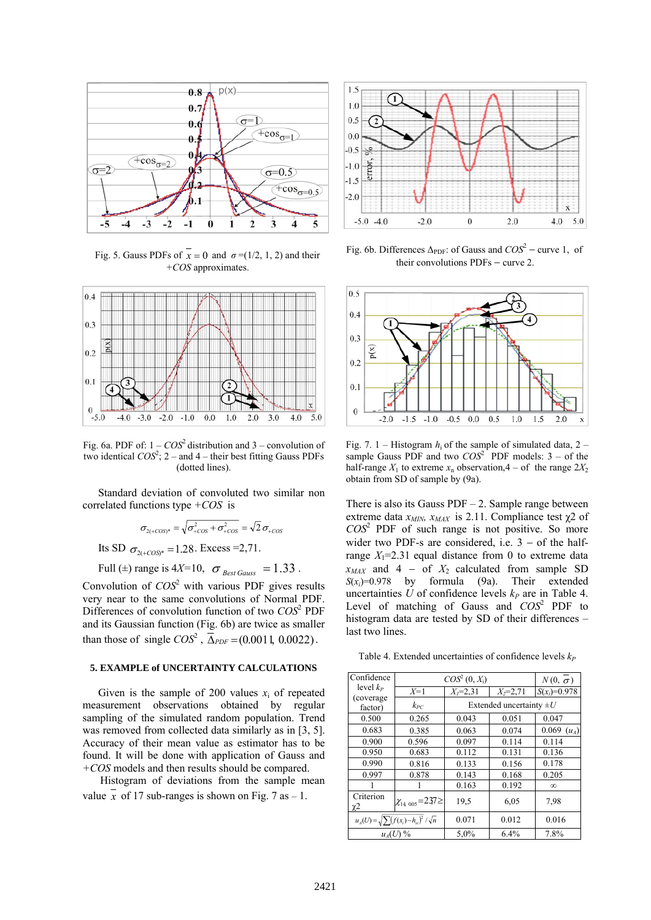Fig. 5. Gauss PDFs of $\overline{x} = 0$ and $\sigma$ =(1/2, 1, 2) and their +*COS* approximates.

Fig. 6b. Differences $\Delta_{PDF}$: of Gauss and $COS^2$ – curve 1, of their convolutions PDFs – curve 2.

Fig. 6a. PDF of: 1 – $COS^2$ distribution and 3 – convolution of two identical $COS^2$; 2 – and 4 – their best fitting Gauss PDFs (dotted lines).

Fig. 7. 1 – Histogram $h_i$ of the sample of simulated data, 2 – sample Gauss PDF and two $COS^2$ PDF models: 3 – of the half-range $X_1$ to extreme $x_n$ observation, 4 – of the range $2X_2$ obtain from SD of sample by (9a).

Standard deviation of convoluted two similar non correlated functions type +*COS* is

$$\sigma_{2(+COS)^*} = \sqrt{\sigma^2_{+COS} + \sigma^2_{+COS}} = \sqrt{2}\,\sigma_{+COS}$$

Its SD $\sigma_{2(+COS)^*} = 1.28$. Excess =2,71.

Full (±) range is 4*X*=10, $\sigma_{Best\ Gauss} = 1.33$.

Convolution of $COS^2$ with various PDF gives results very near to the same convolutions of Normal PDF. Differences of convolution function of two $COS^2$ PDF and its Gaussian function (Fig. 6b) are twice as smaller than those of single $COS^2$, $\Delta_{PDF} = (0.0011,\ 0.0022)$.

## 5. EXAMPLE of UNCERTAINTY CALCULATIONS

Given is the sample of 200 values $x_i$ of repeated measurement observations obtained by regular sampling of the simulated random population. Trend was removed from collected data similarly as in [3, 5]. Accuracy of their mean value as estimator has to be found. It will be done with application of Gauss and +*COS* models and then results should be compared.

Histogram of deviations from the sample mean value $\overline{x}$ of 17 sub-ranges is shown on Fig. 7 as – 1.

There is also its Gauss PDF – 2. Sample range between extreme data $x_{MIN}$, $x_{MAX}$ is 2.11. Compliance test $\chi 2$ of $COS^2$ PDF of such range is not positive. So more wider two PDF-s are considered, i.e. 3 – of the half-range $X_1$=2.31 equal distance from 0 to extreme data $x_{MAX}$ and 4 – of $X_2$ calculated from sample SD $S(x_i)$=0.978 by formula (9a). Their extended uncertainties *U* of confidence levels $k_P$ are in Table 4. Level of matching of Gauss and $COS^2$ PDF to histogram data are tested by SD of their differences – last two lines.

Table 4. Extended uncertainties of confidence levels $k_P$

| Confidence level $k_P$ (coverage factor) | $COS^2$ (0, $X_i$) | | | $N$ (0, $\overline{\sigma}$) |
|---|---|---|---|---|
| | *X*=1 | $X_1$=2,31 | $X_2$=2,71 | $S(x_i)$=0.978 |
| | $k_{PC}$ | Extended uncertainty ±*U* | | |
| 0.500 | 0.265 | 0.043 | 0.051 | 0.047 |
| 0.683 | 0.385 | 0.063 | 0.074 | 0.069 ($u_A$) |
| 0.900 | 0.596 | 0.097 | 0.114 | 0.114 |
| 0.950 | 0.683 | 0.112 | 0.131 | 0.136 |
| 0.990 | 0.816 | 0.133 | 0.156 | 0.178 |
| 0.997 | 0.878 | 0.143 | 0.168 | 0.205 |
| 1 | 1 | 0.163 | 0.192 | ∞ |
| Criterion $\chi 2$ | $\chi_{14;\ 005}$=23.7≥ | 19,5 | 6,05 | 7,98 |
| $u_A(U) = \sqrt{\sum (f(x_i) - h_i)^2} / \sqrt{n}$ | | 0.071 | 0.012 | 0.016 |
| $u_A(U)$ % | | 5,0% | 6.4% | 7.8% |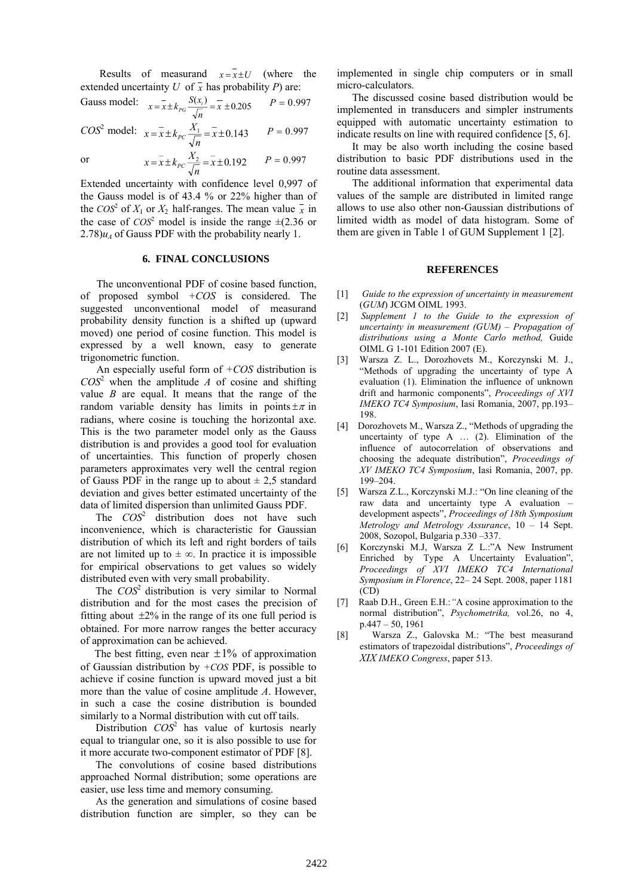Results of measurand $x = \bar{x} \pm U$ (where the extended uncertainty $U$ of $\bar{x}$ has probability $P$) are:

Gauss model: $x = \bar{x} \pm k_{PG} \dfrac{S(x_i)}{\sqrt{n}} = \bar{x} \pm 0.205 \qquad P = 0.997$

$COS^2$ model: $x = \bar{x} \pm k_{PC} \dfrac{\bar{X_1}}{\sqrt{n}} = \bar{x} \pm 0.143 \qquad P = 0.997$

or $\quad x = \bar{x} \pm k_{PC} \dfrac{\bar{X_2}}{\sqrt{n}} = \bar{x} \pm 0.192 \qquad P = 0.997$

Extended uncertainty with confidence level 0,997 of the Gauss model is of 43.4 % or 22% higher than of the $COS^2$ of $X_1$ or $X_2$ half-ranges. The mean value $\bar{x}$ in the case of $COS^2$ model is inside the range ±(2.36 or 2.78)$u_A$ of Gauss PDF with the probability nearly 1.

## 6. FINAL CONCLUSIONS

The unconventional PDF of cosine based function, of proposed symbol *+COS* is considered. The suggested unconventional model of measurand probability density function is a shifted up (upward moved) one period of cosine function. This model is expressed by a well known, easy to generate trigonometric function.

An especially useful form of *+COS* distribution is $COS^2$ when the amplitude $A$ of cosine and shifting value $B$ are equal. It means that the range of the random variable density has limits in points $\pm\pi$ in radians, where cosine is touching the horizontal axe. This is the two parameter model only as the Gauss distribution is and provides a good tool for evaluation of uncertainties. This function of properly chosen parameters approximates very well the central region of Gauss PDF in the range up to about ± 2,5 standard deviation and gives better estimated uncertainty of the data of limited dispersion than unlimited Gauss PDF.

The $COS^2$ distribution does not have such inconvenience, which is characteristic for Gaussian distribution of which its left and right borders of tails are not limited up to ± ∞. In practice it is impossible for empirical observations to get values so widely distributed even with very small probability.

The $COS^2$ distribution is very similar to Normal distribution and for the most cases the precision of fitting about ±2% in the range of its one full period is obtained. For more narrow ranges the better accuracy of approximation can be achieved.

The best fitting, even near ±1% of approximation of Gaussian distribution by *+COS* PDF, is possible to achieve if cosine function is upward moved just a bit more than the value of cosine amplitude $A$. However, in such a case the cosine distribution is bounded similarly to a Normal distribution with cut off tails.

Distribution $COS^2$ has value of kurtosis nearly equal to triangular one, so it is also possible to use for it more accurate two-component estimator of PDF [8].

The convolutions of cosine based distributions approached Normal distribution; some operations are easier, use less time and memory consuming.

As the generation and simulations of cosine based distribution function are simpler, so they can be implemented in single chip computers or in small micro-calculators.

The discussed cosine based distribution would be implemented in transducers and simpler instruments equipped with automatic uncertainty estimation to indicate results on line with required confidence [5, 6].

It may be also worth including the cosine based distribution to basic PDF distributions used in the routine data assessment.

The additional information that experimental data values of the sample are distributed in limited range allows to use also other non-Gaussian distributions of limited width as model of data histogram. Some of them are given in Table 1 of GUM Supplement 1 [2].

## REFERENCES

[1] *Guide to the expression of uncertainty in measurement* (*GUM*) JCGM OIML 1993.

[2] *Supplement 1 to the Guide to the expression of uncertainty in measurement (GUM) – Propagation of distributions using a Monte Carlo method,* Guide OIML G 1-101 Edition 2007 (E).

[3] Warsza Z. L., Dorozhovets M., Korczynski M. J., "Methods of upgrading the uncertainty of type A evaluation (1). Elimination the influence of unknown drift and harmonic components", *Proceedings of XVI IMEKO TC4 Symposium*, Iasi Romania, 2007, pp.193–198.

[4] Dorozhovets M., Warsza Z., "Methods of upgrading the uncertainty of type A … (2). Elimination of the influence of autocorrelation of observations and choosing the adequate distribution", *Proceedings of XV IMEKO TC4 Symposium*, Iasi Romania, 2007, pp. 199–204.

[5] Warsza Z.L., Korczynski M.J.: "On line cleaning of the raw data and uncertainty type A evaluation – development aspects", *Proceedings of 18th Symposium Metrology and Metrology Assurance*, 10 – 14 Sept. 2008, Sozopol, Bulgaria p.330 –337.

[6] Korczynski M.J, Warsza Z L.:"A New Instrument Enriched by Type A Uncertainty Evaluation", *Proceedings of XVI IMEKO TC4 International Symposium in Florence*, 22– 24 Sept. 2008, paper 1181 (CD)

[7] Raab D.H., Green E.H.: "A cosine approximation to the normal distribution", *Psychometrika,* vol.26, no 4, p.447 – 50, 1961

[8] Warsza Z., Galovska M.: "The best measurand estimators of trapezoidal distributions", *Proceedings of XIX IMEKO Congress*, paper 513.